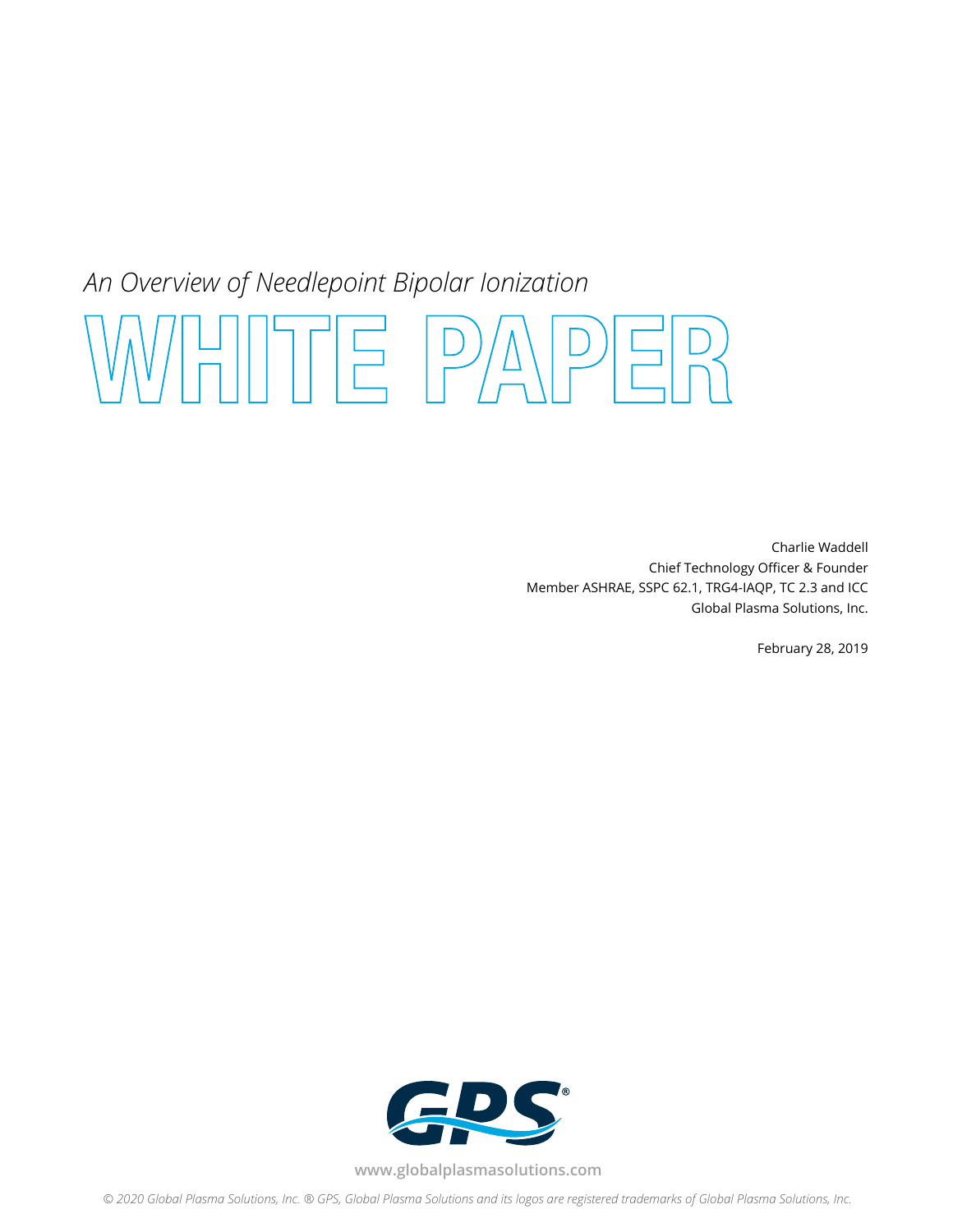*An Overview of Needlepoint Bipolar Ionization*

# WHITE PAPER

Charlie Waddell
Chief Technology Officer & Founder
Member ASHRAE, SSPC 62.1, TRG4-IAQP, TC 2.3 and ICC
Global Plasma Solutions, Inc.

February 28, 2019

www.globalplasmasolutions.com

*© 2020 Global Plasma Solutions, Inc. ® GPS, Global Plasma Solutions and its logos are registered trademarks of Global Plasma Solutions, Inc.*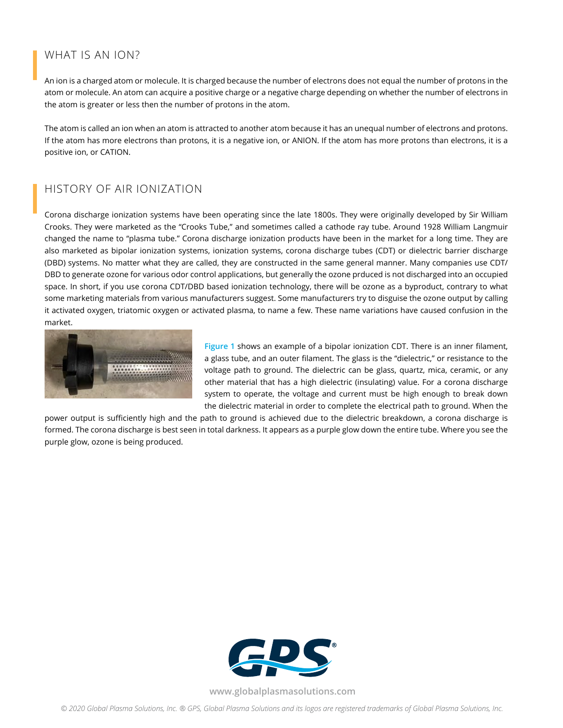## WHAT IS AN ION?

An ion is a charged atom or molecule. It is charged because the number of electrons does not equal the number of protons in the atom or molecule. An atom can acquire a positive charge or a negative charge depending on whether the number of electrons in the atom is greater or less then the number of protons in the atom.

The atom is called an ion when an atom is attracted to another atom because it has an unequal number of electrons and protons. If the atom has more electrons than protons, it is a negative ion, or ANION. If the atom has more protons than electrons, it is a positive ion, or CATION.

## HISTORY OF AIR IONIZATION

Corona discharge ionization systems have been operating since the late 1800s. They were originally developed by Sir William Crooks. They were marketed as the "Crooks Tube," and sometimes called a cathode ray tube. Around 1928 William Langmuir changed the name to "plasma tube." Corona discharge ionization products have been in the market for a long time. They are also marketed as bipolar ionization systems, ionization systems, corona discharge tubes (CDT) or dielectric barrier discharge (DBD) systems. No matter what they are called, they are constructed in the same general manner. Many companies use CDT/DBD to generate ozone for various odor control applications, but generally the ozone prduced is not discharged into an occupied space. In short, if you use corona CDT/DBD based ionization technology, there will be ozone as a byproduct, contrary to what some marketing materials from various manufacturers suggest. Some manufacturers try to disguise the ozone output by calling it activated oxygen, triatomic oxygen or activated plasma, to name a few. These name variations have caused confusion in the market.

Figure 1 shows an example of a bipolar ionization CDT. There is an inner filament, a glass tube, and an outer filament. The glass is the "dielectric," or resistance to the voltage path to ground. The dielectric can be glass, quartz, mica, ceramic, or any other material that has a high dielectric (insulating) value. For a corona discharge system to operate, the voltage and current must be high enough to break down the dielectric material in order to complete the electrical path to ground. When the power output is sufficiently high and the path to ground is achieved due to the dielectric breakdown, a corona discharge is formed. The corona discharge is best seen in total darkness. It appears as a purple glow down the entire tube. Where you see the purple glow, ozone is being produced.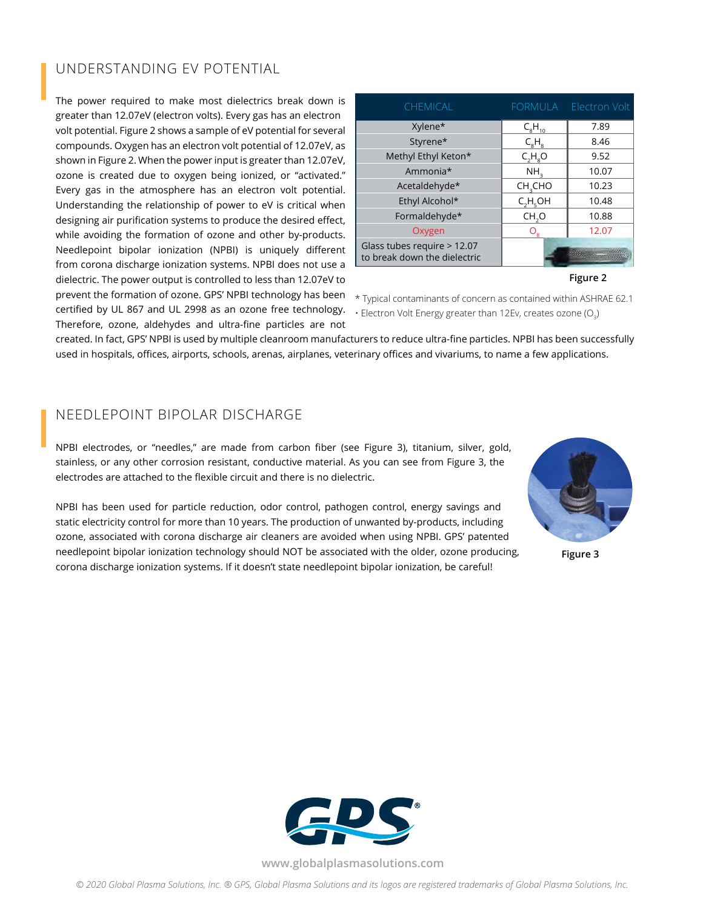## UNDERSTANDING EV POTENTIAL

The power required to make most dielectrics break down is greater than 12.07eV (electron volts). Every gas has an electron volt potential. Figure 2 shows a sample of eV potential for several compounds. Oxygen has an electron volt potential of 12.07eV, as shown in Figure 2. When the power input is greater than 12.07eV, ozone is created due to oxygen being ionized, or "activated." Every gas in the atmosphere has an electron volt potential. Understanding the relationship of power to eV is critical when designing air purification systems to produce the desired effect, while avoiding the formation of ozone and other by-products. Needlepoint bipolar ionization (NPBI) is uniquely different from corona discharge ionization systems. NPBI does not use a dielectric. The power output is controlled to less than 12.07eV to prevent the formation of ozone. GPS' NPBI technology has been certified by UL 867 and UL 2998 as an ozone free technology. Therefore, ozone, aldehydes and ultra-fine particles are not created. In fact, GPS' NPBI is used by multiple cleanroom manufacturers to reduce ultra-fine particles. NPBI has been successfully used in hospitals, offices, airports, schools, arenas, airplanes, veterinary offices and vivariums, to name a few applications.

| CHEMICAL | FORMULA | Electron Volt |
|---|---|---|
| Xylene* | $C_8H_{10}$ | 7.89 |
| Styrene* | $C_8H_8$ | 8.46 |
| Methyl Ethyl Keton* | $C_4H_8O$ | 9.52 |
| Ammonia* | $NH_3$ | 10.07 |
| Acetaldehyde* | $CH_3CHO$ | 10.23 |
| Ethyl Alcohol* | $C_2H_5OH$ | 10.48 |
| Formaldehyde* | $CH_2O$ | 10.88 |
| Oxygen | $O_8$ | 12.07 |
| Glass tubes require > 12.07 to break down the dielectric | | |

**Figure 2**

\* Typical contaminants of concern as contained within ASHRAE 62.1

• Electron Volt Energy greater than 12Ev, creates ozone ($O_3$)

## NEEDLEPOINT BIPOLAR DISCHARGE

NPBI electrodes, or "needles," are made from carbon fiber (see Figure 3), titanium, silver, gold, stainless, or any other corrosion resistant, conductive material. As you can see from Figure 3, the electrodes are attached to the flexible circuit and there is no dielectric.

NPBI has been used for particle reduction, odor control, pathogen control, energy savings and static electricity control for more than 10 years. The production of unwanted by-products, including ozone, associated with corona discharge air cleaners are avoided when using NPBI. GPS' patented needlepoint bipolar ionization technology should NOT be associated with the older, ozone producing, corona discharge ionization systems. If it doesn't state needlepoint bipolar ionization, be careful!

**Figure 3**

www.globalplasmasolutions.com

*© 2020 Global Plasma Solutions, Inc. ® GPS, Global Plasma Solutions and its logos are registered trademarks of Global Plasma Solutions, Inc.*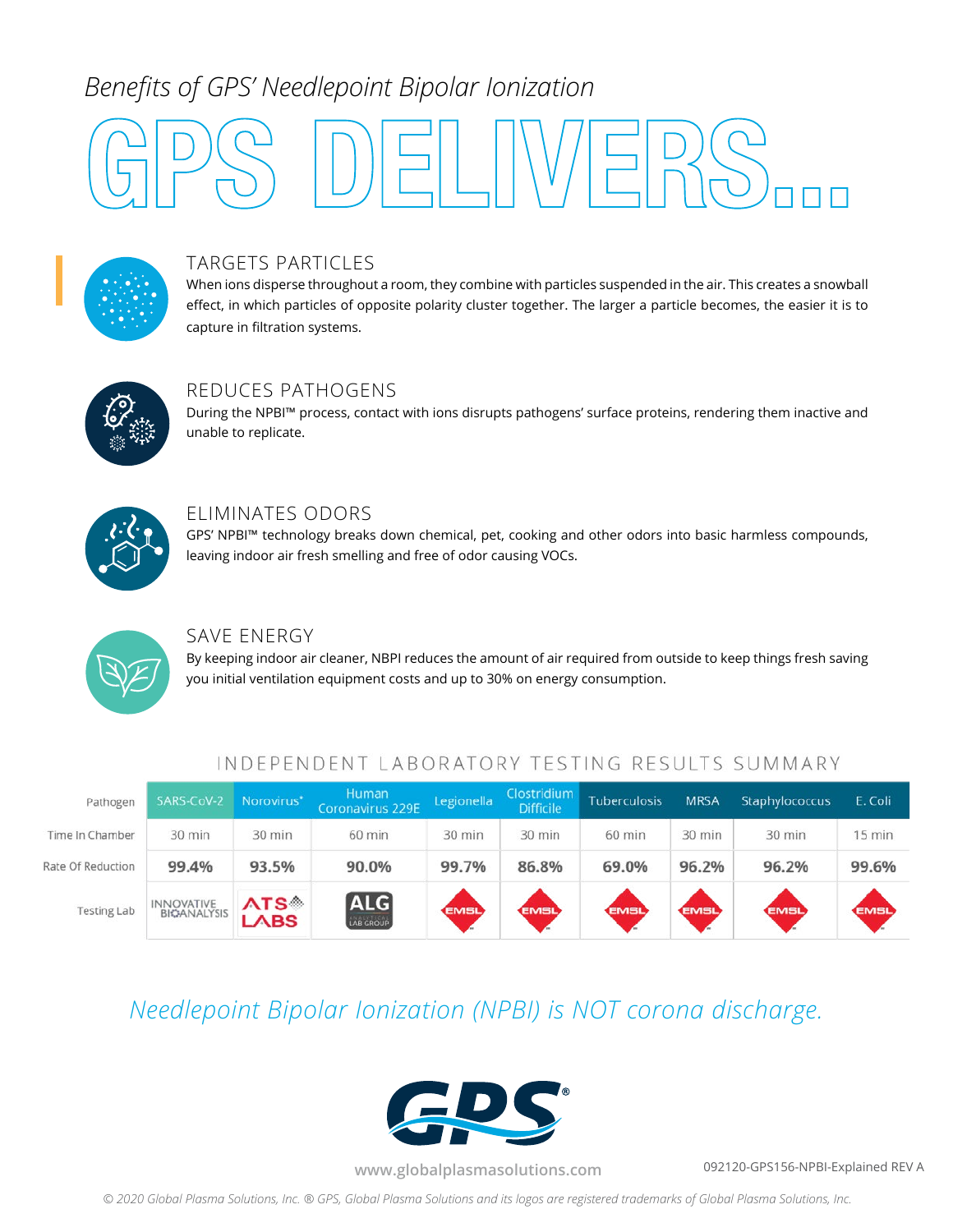*Benefits of GPS' Needlepoint Bipolar Ionization*

# GPS DELIVERS...

## TARGETS PARTICLES

When ions disperse throughout a room, they combine with particles suspended in the air. This creates a snowball effect, in which particles of opposite polarity cluster together. The larger a particle becomes, the easier it is to capture in filtration systems.

## REDUCES PATHOGENS

During the NPBI™ process, contact with ions disrupts pathogens' surface proteins, rendering them inactive and unable to replicate.

## ELIMINATES ODORS

GPS' NPBI™ technology breaks down chemical, pet, cooking and other odors into basic harmless compounds, leaving indoor air fresh smelling and free of odor causing VOCs.

## SAVE ENERGY

By keeping indoor air cleaner, NBPI reduces the amount of air required from outside to keep things fresh saving you initial ventilation equipment costs and up to 30% on energy consumption.

## INDEPENDENT LABORATORY TESTING RESULTS SUMMARY

| Pathogen | SARS-CoV-2 | Norovirus* | Human Coronavirus 229E | Legionella | Clostridium Difficile | Tuberculosis | MRSA | Staphylococcus | E. Coli |
|---|---|---|---|---|---|---|---|---|---|
| Time In Chamber | 30 min | 30 min | 60 min | 30 min | 30 min | 60 min | 30 min | 30 min | 15 min |
| Rate Of Reduction | **99.4%** | **93.5%** | **90.0%** | **99.7%** | **86.8%** | **69.0%** | **96.2%** | **96.2%** | **99.6%** |
| Testing Lab | Innovative Bioanalysis | ATS Labs | ALG Analytical Lab Group | EMSL | EMSL | EMSL | EMSL | EMSL | EMSL |

*Needlepoint Bipolar Ionization (NPBI) is NOT corona discharge.*

GPS®

www.globalplasmasolutions.com

092120-GPS156-NPBI-Explained REV A

*© 2020 Global Plasma Solutions, Inc. ® GPS, Global Plasma Solutions and its logos are registered trademarks of Global Plasma Solutions, Inc.*